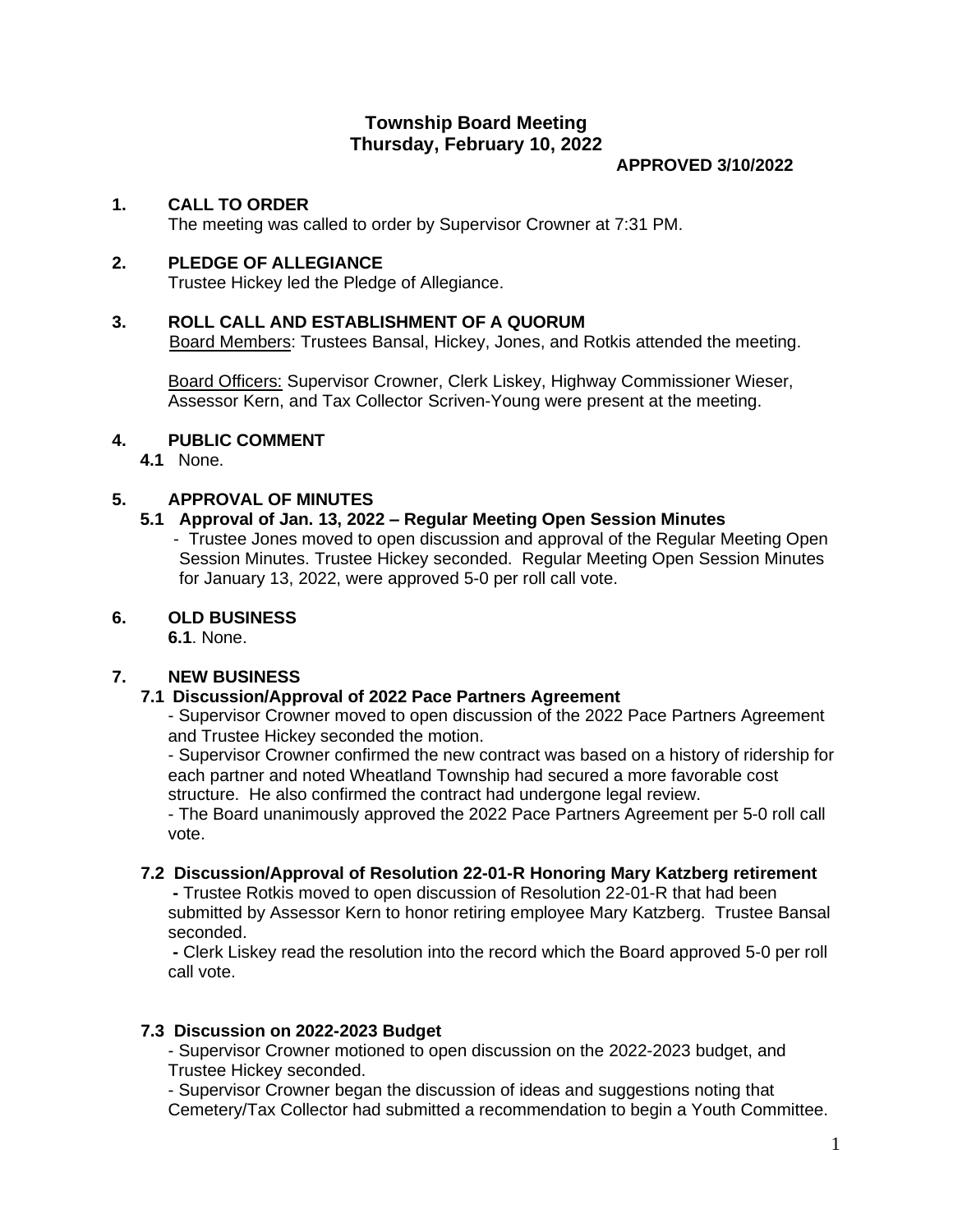# Township Board Meeting
## Thursday, February 10, 2022

**APPROVED 3/10/2022**

**1. CALL TO ORDER**

The meeting was called to order by Supervisor Crowner at 7:31 PM.

**2. PLEDGE OF ALLEGIANCE**

Trustee Hickey led the Pledge of Allegiance.

**3. ROLL CALL AND ESTABLISHMENT OF A QUORUM**

Board Members: Trustees Bansal, Hickey, Jones, and Rotkis attended the meeting.

Board Officers: Supervisor Crowner, Clerk Liskey, Highway Commissioner Wieser, Assessor Kern, and Tax Collector Scriven-Young were present at the meeting.

**4. PUBLIC COMMENT**

**4.1** None.

**5. APPROVAL OF MINUTES**

**5.1 Approval of Jan. 13, 2022 – Regular Meeting Open Session Minutes**

- Trustee Jones moved to open discussion and approval of the Regular Meeting Open Session Minutes. Trustee Hickey seconded. Regular Meeting Open Session Minutes for January 13, 2022, were approved 5-0 per roll call vote.

**6. OLD BUSINESS**

**6.1**. None.

**7. NEW BUSINESS**

**7.1 Discussion/Approval of 2022 Pace Partners Agreement**

- Supervisor Crowner moved to open discussion of the 2022 Pace Partners Agreement and Trustee Hickey seconded the motion.
- Supervisor Crowner confirmed the new contract was based on a history of ridership for each partner and noted Wheatland Township had secured a more favorable cost structure. He also confirmed the contract had undergone legal review.
- The Board unanimously approved the 2022 Pace Partners Agreement per 5-0 roll call vote.

**7.2 Discussion/Approval of Resolution 22-01-R Honoring Mary Katzberg retirement**

- Trustee Rotkis moved to open discussion of Resolution 22-01-R that had been submitted by Assessor Kern to honor retiring employee Mary Katzberg. Trustee Bansal seconded.
- Clerk Liskey read the resolution into the record which the Board approved 5-0 per roll call vote.

**7.3 Discussion on 2022-2023 Budget**

- Supervisor Crowner motioned to open discussion on the 2022-2023 budget, and Trustee Hickey seconded.
- Supervisor Crowner began the discussion of ideas and suggestions noting that Cemetery/Tax Collector had submitted a recommendation to begin a Youth Committee.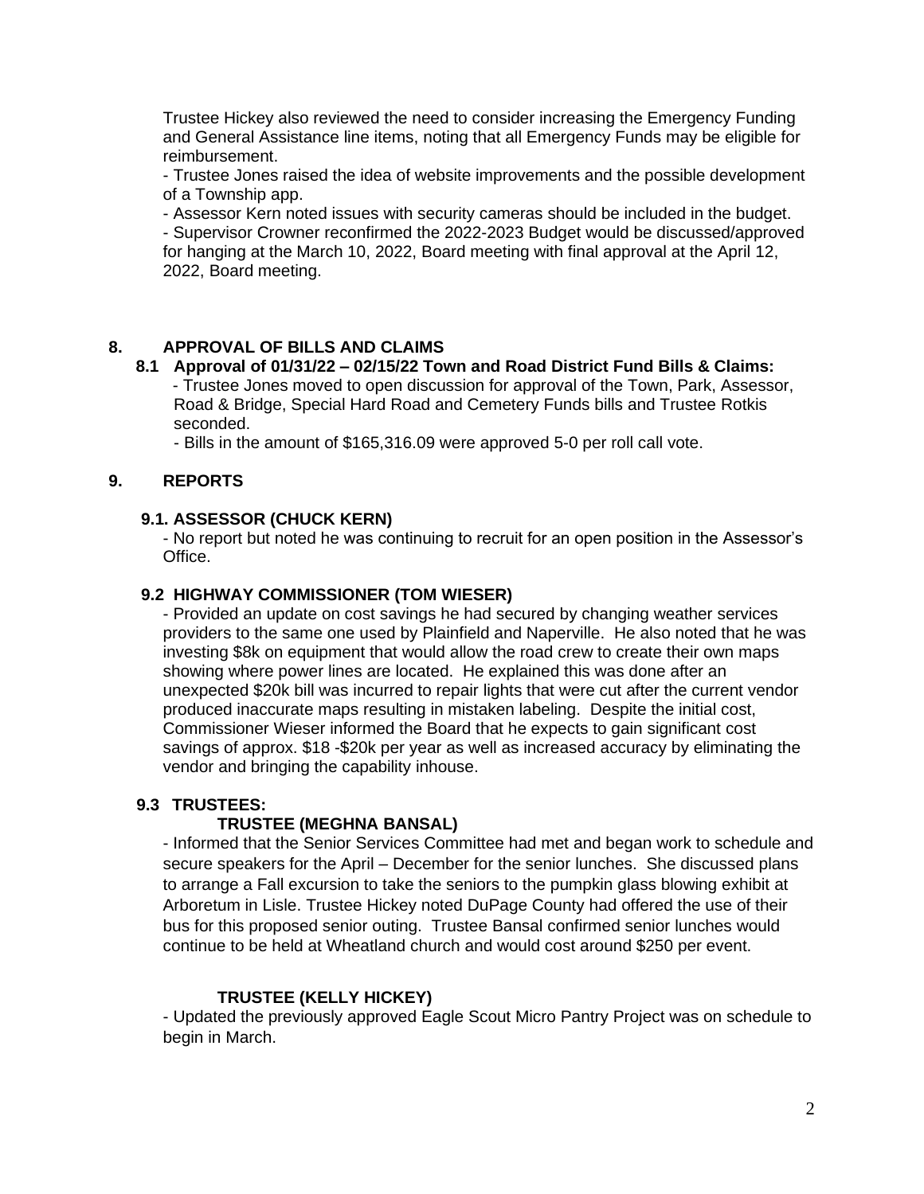Trustee Hickey also reviewed the need to consider increasing the Emergency Funding and General Assistance line items, noting that all Emergency Funds may be eligible for reimbursement.

- Trustee Jones raised the idea of website improvements and the possible development of a Township app.
- Assessor Kern noted issues with security cameras should be included in the budget.
- Supervisor Crowner reconfirmed the 2022-2023 Budget would be discussed/approved for hanging at the March 10, 2022, Board meeting with final approval at the April 12, 2022, Board meeting.

## 8. APPROVAL OF BILLS AND CLAIMS

### 8.1 Approval of 01/31/22 – 02/15/22 Town and Road District Fund Bills & Claims:

- Trustee Jones moved to open discussion for approval of the Town, Park, Assessor, Road & Bridge, Special Hard Road and Cemetery Funds bills and Trustee Rotkis seconded.
- Bills in the amount of $165,316.09 were approved 5-0 per roll call vote.

## 9. REPORTS

### 9.1. ASSESSOR (CHUCK KERN)

- No report but noted he was continuing to recruit for an open position in the Assessor's Office.

### 9.2 HIGHWAY COMMISSIONER (TOM WIESER)

- Provided an update on cost savings he had secured by changing weather services providers to the same one used by Plainfield and Naperville. He also noted that he was investing $8k on equipment that would allow the road crew to create their own maps showing where power lines are located. He explained this was done after an unexpected $20k bill was incurred to repair lights that were cut after the current vendor produced inaccurate maps resulting in mistaken labeling. Despite the initial cost, Commissioner Wieser informed the Board that he expects to gain significant cost savings of approx. $18 -$20k per year as well as increased accuracy by eliminating the vendor and bringing the capability inhouse.

### 9.3 TRUSTEES:

#### TRUSTEE (MEGHNA BANSAL)

- Informed that the Senior Services Committee had met and began work to schedule and secure speakers for the April – December for the senior lunches. She discussed plans to arrange a Fall excursion to take the seniors to the pumpkin glass blowing exhibit at Arboretum in Lisle. Trustee Hickey noted DuPage County had offered the use of their bus for this proposed senior outing. Trustee Bansal confirmed senior lunches would continue to be held at Wheatland church and would cost around $250 per event.

#### TRUSTEE (KELLY HICKEY)

- Updated the previously approved Eagle Scout Micro Pantry Project was on schedule to begin in March.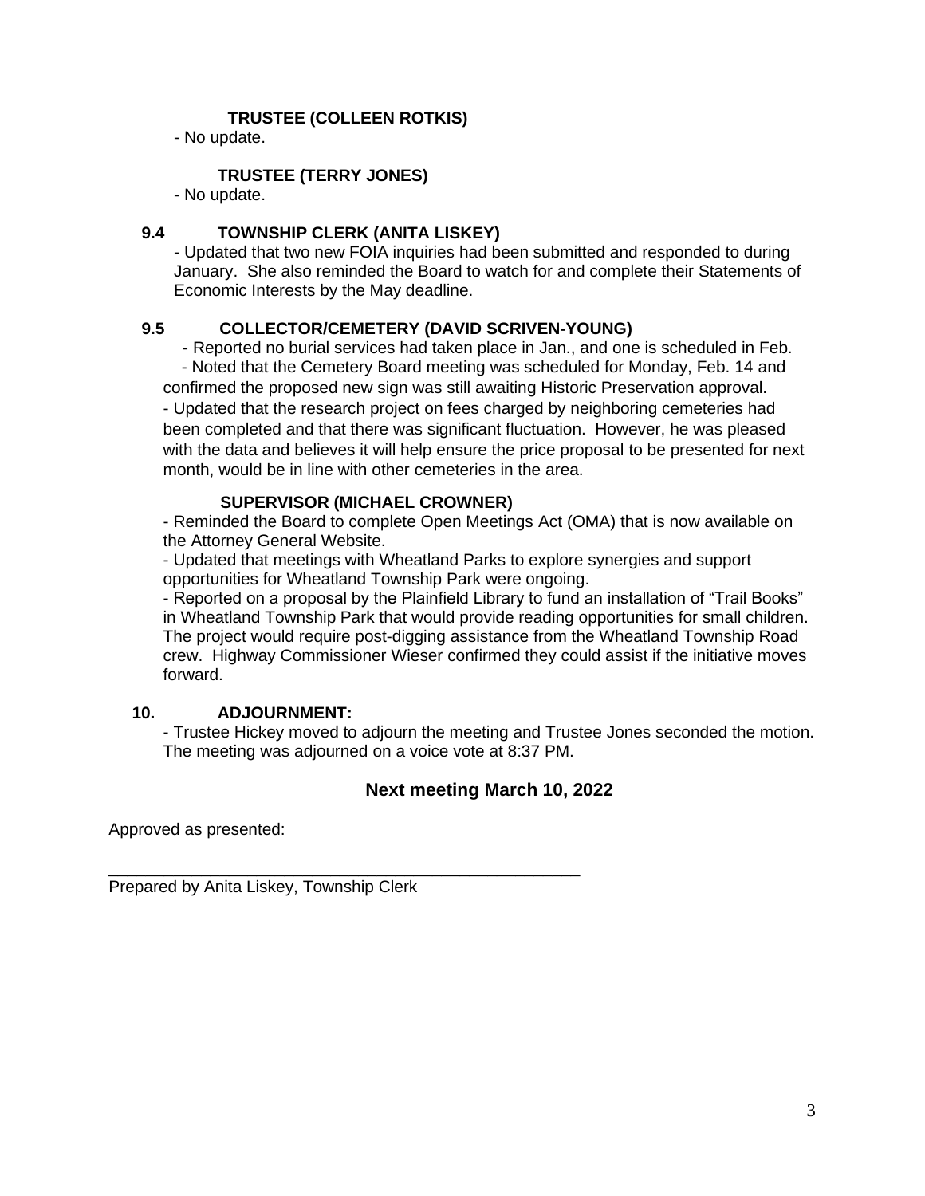**TRUSTEE (COLLEEN ROTKIS)**

- No update.

**TRUSTEE (TERRY JONES)**

- No update.

**9.4 TOWNSHIP CLERK (ANITA LISKEY)**

- Updated that two new FOIA inquiries had been submitted and responded to during January. She also reminded the Board to watch for and complete their Statements of Economic Interests by the May deadline.

**9.5 COLLECTOR/CEMETERY (DAVID SCRIVEN-YOUNG)**

- Reported no burial services had taken place in Jan., and one is scheduled in Feb.
- Noted that the Cemetery Board meeting was scheduled for Monday, Feb. 14 and confirmed the proposed new sign was still awaiting Historic Preservation approval.
- Updated that the research project on fees charged by neighboring cemeteries had been completed and that there was significant fluctuation. However, he was pleased with the data and believes it will help ensure the price proposal to be presented for next month, would be in line with other cemeteries in the area.

**SUPERVISOR (MICHAEL CROWNER)**

- Reminded the Board to complete Open Meetings Act (OMA) that is now available on the Attorney General Website.
- Updated that meetings with Wheatland Parks to explore synergies and support opportunities for Wheatland Township Park were ongoing.
- Reported on a proposal by the Plainfield Library to fund an installation of "Trail Books" in Wheatland Township Park that would provide reading opportunities for small children. The project would require post-digging assistance from the Wheatland Township Road crew. Highway Commissioner Wieser confirmed they could assist if the initiative moves forward.

**10. ADJOURNMENT:**

- Trustee Hickey moved to adjourn the meeting and Trustee Jones seconded the motion. The meeting was adjourned on a voice vote at 8:37 PM.

**Next meeting March 10, 2022**

Approved as presented:

\_\_\_\_\_\_\_\_\_\_\_\_\_\_\_\_\_\_\_\_\_\_\_\_\_\_\_\_\_\_\_\_\_\_\_\_\_\_\_\_\_\_\_\_\_\_\_\_\_\_

Prepared by Anita Liskey, Township Clerk